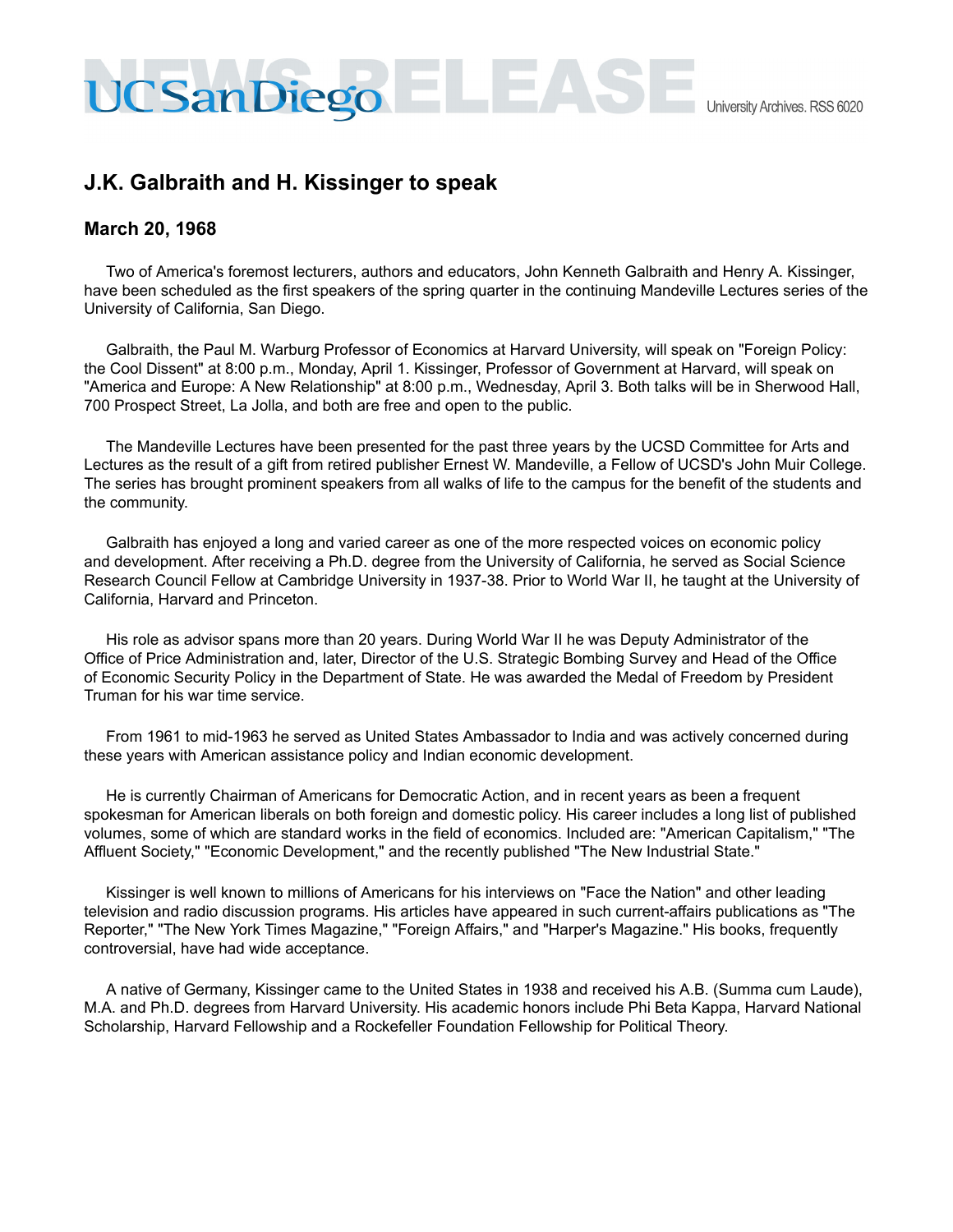# J.K. Galbraith and H. Kissinger to speak

## March 20, 1968

Two of America's foremost lecturers, authors and educators, John Kenneth Galbraith and Henry A. Kissinger, have been scheduled as the first speakers of the spring quarter in the continuing Mandeville Lectures series of the University of California, San Diego.

Galbraith, the Paul M. Warburg Professor of Economics at Harvard University, will speak on "Foreign Policy: the Cool Dissent" at 8:00 p.m., Monday, April 1. Kissinger, Professor of Government at Harvard, will speak on "America and Europe: A New Relationship" at 8:00 p.m., Wednesday, April 3. Both talks will be in Sherwood Hall, 700 Prospect Street, La Jolla, and both are free and open to the public.

The Mandeville Lectures have been presented for the past three years by the UCSD Committee for Arts and Lectures as the result of a gift from retired publisher Ernest W. Mandeville, a Fellow of UCSD's John Muir College. The series has brought prominent speakers from all walks of life to the campus for the benefit of the students and the community.

Galbraith has enjoyed a long and varied career as one of the more respected voices on economic policy and development. After receiving a Ph.D. degree from the University of California, he served as Social Science Research Council Fellow at Cambridge University in 1937-38. Prior to World War II, he taught at the University of California, Harvard and Princeton.

His role as advisor spans more than 20 years. During World War II he was Deputy Administrator of the Office of Price Administration and, later, Director of the U.S. Strategic Bombing Survey and Head of the Office of Economic Security Policy in the Department of State. He was awarded the Medal of Freedom by President Truman for his war time service.

From 1961 to mid-1963 he served as United States Ambassador to India and was actively concerned during these years with American assistance policy and Indian economic development.

He is currently Chairman of Americans for Democratic Action, and in recent years as been a frequent spokesman for American liberals on both foreign and domestic policy. His career includes a long list of published volumes, some of which are standard works in the field of economics. Included are: "American Capitalism," "The Affluent Society," "Economic Development," and the recently published "The New Industrial State."

Kissinger is well known to millions of Americans for his interviews on "Face the Nation" and other leading television and radio discussion programs. His articles have appeared in such current-affairs publications as "The Reporter," "The New York Times Magazine," "Foreign Affairs," and "Harper's Magazine." His books, frequently controversial, have had wide acceptance.

A native of Germany, Kissinger came to the United States in 1938 and received his A.B. (Summa cum Laude), M.A. and Ph.D. degrees from Harvard University. His academic honors include Phi Beta Kappa, Harvard National Scholarship, Harvard Fellowship and a Rockefeller Foundation Fellowship for Political Theory.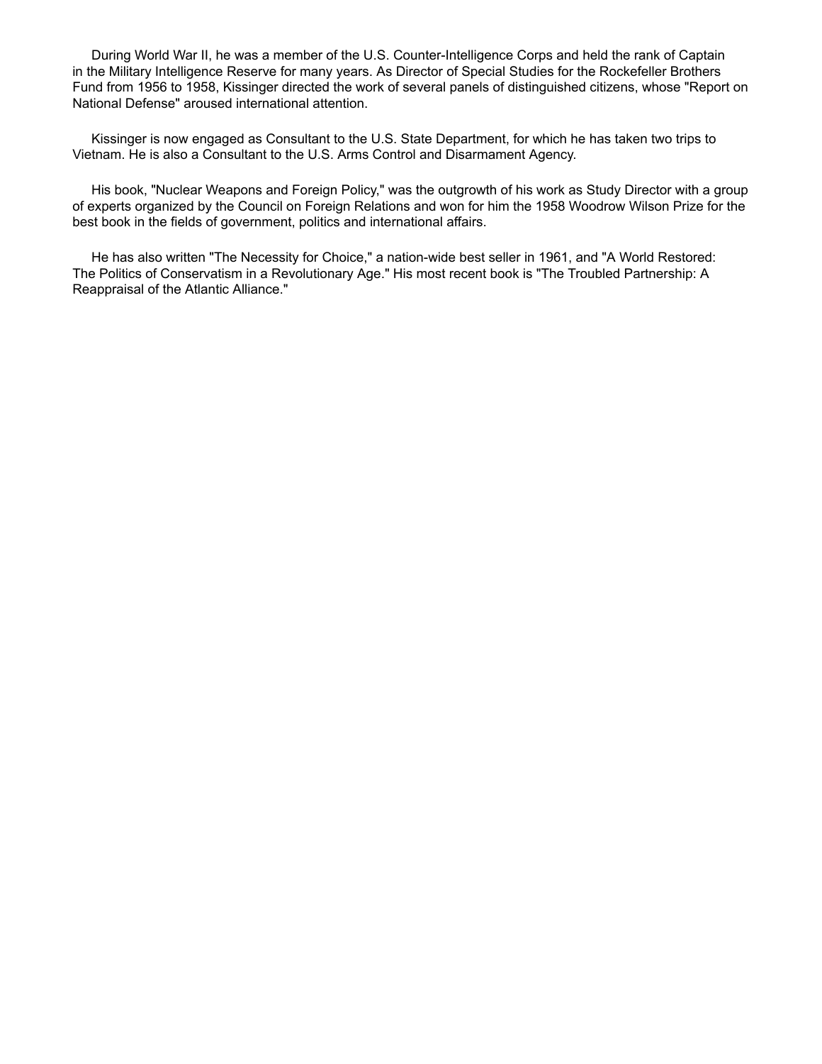During World War II, he was a member of the U.S. Counter-Intelligence Corps and held the rank of Captain in the Military Intelligence Reserve for many years. As Director of Special Studies for the Rockefeller Brothers Fund from 1956 to 1958, Kissinger directed the work of several panels of distinguished citizens, whose "Report on National Defense" aroused international attention.

Kissinger is now engaged as Consultant to the U.S. State Department, for which he has taken two trips to Vietnam. He is also a Consultant to the U.S. Arms Control and Disarmament Agency.

His book, "Nuclear Weapons and Foreign Policy," was the outgrowth of his work as Study Director with a group of experts organized by the Council on Foreign Relations and won for him the 1958 Woodrow Wilson Prize for the best book in the fields of government, politics and international affairs.

He has also written "The Necessity for Choice," a nation-wide best seller in 1961, and "A World Restored: The Politics of Conservatism in a Revolutionary Age." His most recent book is "The Troubled Partnership: A Reappraisal of the Atlantic Alliance."